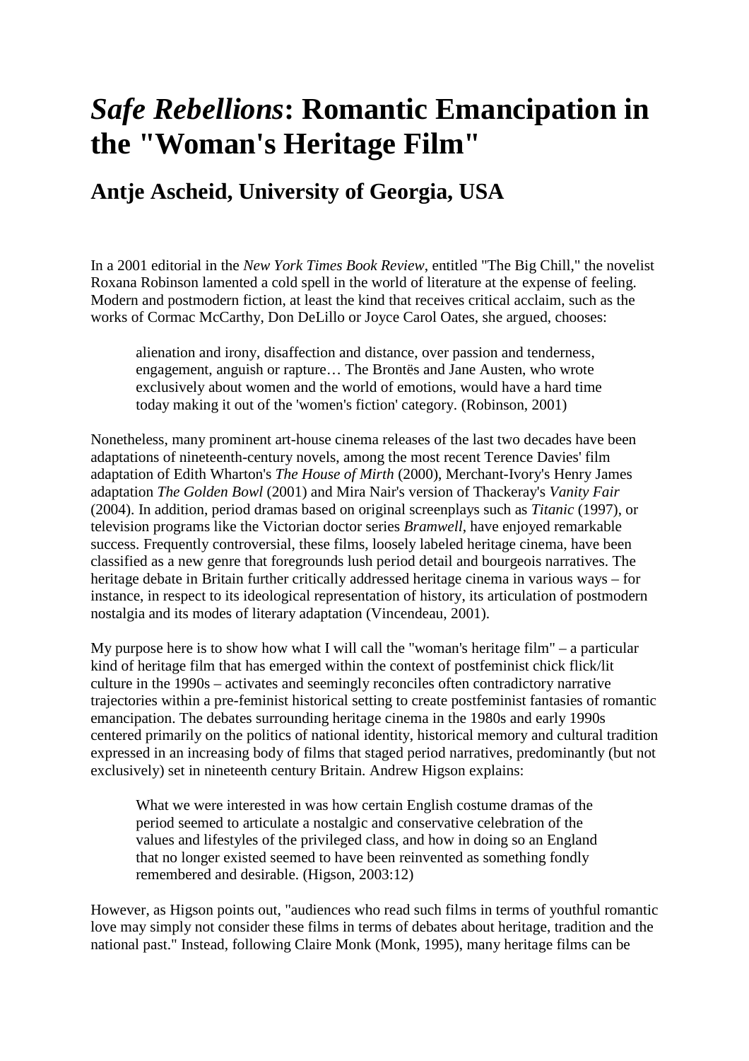# *Safe Rebellions*: Romantic Emancipation in the "Woman's Heritage Film"

## Antje Ascheid, University of Georgia, USA

In a 2001 editorial in the *New York Times Book Review*, entitled "The Big Chill," the novelist Roxana Robinson lamented a cold spell in the world of literature at the expense of feeling. Modern and postmodern fiction, at least the kind that receives critical acclaim, such as the works of Cormac McCarthy, Don DeLillo or Joyce Carol Oates, she argued, chooses:

> alienation and irony, disaffection and distance, over passion and tenderness, engagement, anguish or rapture… The Brontës and Jane Austen, who wrote exclusively about women and the world of emotions, would have a hard time today making it out of the 'women's fiction' category. (Robinson, 2001)

Nonetheless, many prominent art-house cinema releases of the last two decades have been adaptations of nineteenth-century novels, among the most recent Terence Davies' film adaptation of Edith Wharton's *The House of Mirth* (2000), Merchant-Ivory's Henry James adaptation *The Golden Bowl* (2001) and Mira Nair's version of Thackeray's *Vanity Fair* (2004). In addition, period dramas based on original screenplays such as *Titanic* (1997), or television programs like the Victorian doctor series *Bramwell*, have enjoyed remarkable success. Frequently controversial, these films, loosely labeled heritage cinema, have been classified as a new genre that foregrounds lush period detail and bourgeois narratives. The heritage debate in Britain further critically addressed heritage cinema in various ways – for instance, in respect to its ideological representation of history, its articulation of postmodern nostalgia and its modes of literary adaptation (Vincendeau, 2001).

My purpose here is to show how what I will call the "woman's heritage film" – a particular kind of heritage film that has emerged within the context of postfeminist chick flick/lit culture in the 1990s – activates and seemingly reconciles often contradictory narrative trajectories within a pre-feminist historical setting to create postfeminist fantasies of romantic emancipation. The debates surrounding heritage cinema in the 1980s and early 1990s centered primarily on the politics of national identity, historical memory and cultural tradition expressed in an increasing body of films that staged period narratives, predominantly (but not exclusively) set in nineteenth century Britain. Andrew Higson explains:

> What we were interested in was how certain English costume dramas of the period seemed to articulate a nostalgic and conservative celebration of the values and lifestyles of the privileged class, and how in doing so an England that no longer existed seemed to have been reinvented as something fondly remembered and desirable. (Higson, 2003:12)

However, as Higson points out, "audiences who read such films in terms of youthful romantic love may simply not consider these films in terms of debates about heritage, tradition and the national past." Instead, following Claire Monk (Monk, 1995), many heritage films can be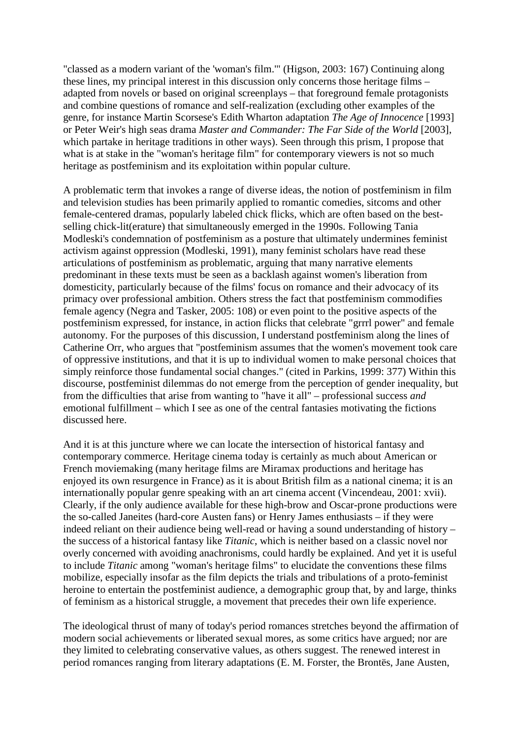"classed as a modern variant of the 'woman's film.'" (Higson, 2003: 167) Continuing along these lines, my principal interest in this discussion only concerns those heritage films – adapted from novels or based on original screenplays – that foreground female protagonists and combine questions of romance and self-realization (excluding other examples of the genre, for instance Martin Scorsese's Edith Wharton adaptation *The Age of Innocence* [1993] or Peter Weir's high seas drama *Master and Commander: The Far Side of the World* [2003], which partake in heritage traditions in other ways). Seen through this prism, I propose that what is at stake in the "woman's heritage film" for contemporary viewers is not so much heritage as postfeminism and its exploitation within popular culture.

A problematic term that invokes a range of diverse ideas, the notion of postfeminism in film and television studies has been primarily applied to romantic comedies, sitcoms and other female-centered dramas, popularly labeled chick flicks, which are often based on the best-selling chick-lit(erature) that simultaneously emerged in the 1990s. Following Tania Modleski's condemnation of postfeminism as a posture that ultimately undermines feminist activism against oppression (Modleski, 1991), many feminist scholars have read these articulations of postfeminism as problematic, arguing that many narrative elements predominant in these texts must be seen as a backlash against women's liberation from domesticity, particularly because of the films' focus on romance and their advocacy of its primacy over professional ambition. Others stress the fact that postfeminism commodifies female agency (Negra and Tasker, 2005: 108) or even point to the positive aspects of the postfeminism expressed, for instance, in action flicks that celebrate "grrrl power" and female autonomy. For the purposes of this discussion, I understand postfeminism along the lines of Catherine Orr, who argues that "postfeminism assumes that the women's movement took care of oppressive institutions, and that it is up to individual women to make personal choices that simply reinforce those fundamental social changes." (cited in Parkins, 1999: 377) Within this discourse, postfeminist dilemmas do not emerge from the perception of gender inequality, but from the difficulties that arise from wanting to "have it all" – professional success *and* emotional fulfillment – which I see as one of the central fantasies motivating the fictions discussed here.

And it is at this juncture where we can locate the intersection of historical fantasy and contemporary commerce. Heritage cinema today is certainly as much about American or French moviemaking (many heritage films are Miramax productions and heritage has enjoyed its own resurgence in France) as it is about British film as a national cinema; it is an internationally popular genre speaking with an art cinema accent (Vincendeau, 2001: xvii). Clearly, if the only audience available for these high-brow and Oscar-prone productions were the so-called Janeites (hard-core Austen fans) or Henry James enthusiasts – if they were indeed reliant on their audience being well-read or having a sound understanding of history – the success of a historical fantasy like *Titanic*, which is neither based on a classic novel nor overly concerned with avoiding anachronisms, could hardly be explained. And yet it is useful to include *Titanic* among "woman's heritage films" to elucidate the conventions these films mobilize, especially insofar as the film depicts the trials and tribulations of a proto-feminist heroine to entertain the postfeminist audience, a demographic group that, by and large, thinks of feminism as a historical struggle, a movement that precedes their own life experience.

The ideological thrust of many of today's period romances stretches beyond the affirmation of modern social achievements or liberated sexual mores, as some critics have argued; nor are they limited to celebrating conservative values, as others suggest. The renewed interest in period romances ranging from literary adaptations (E. M. Forster, the Brontës, Jane Austen,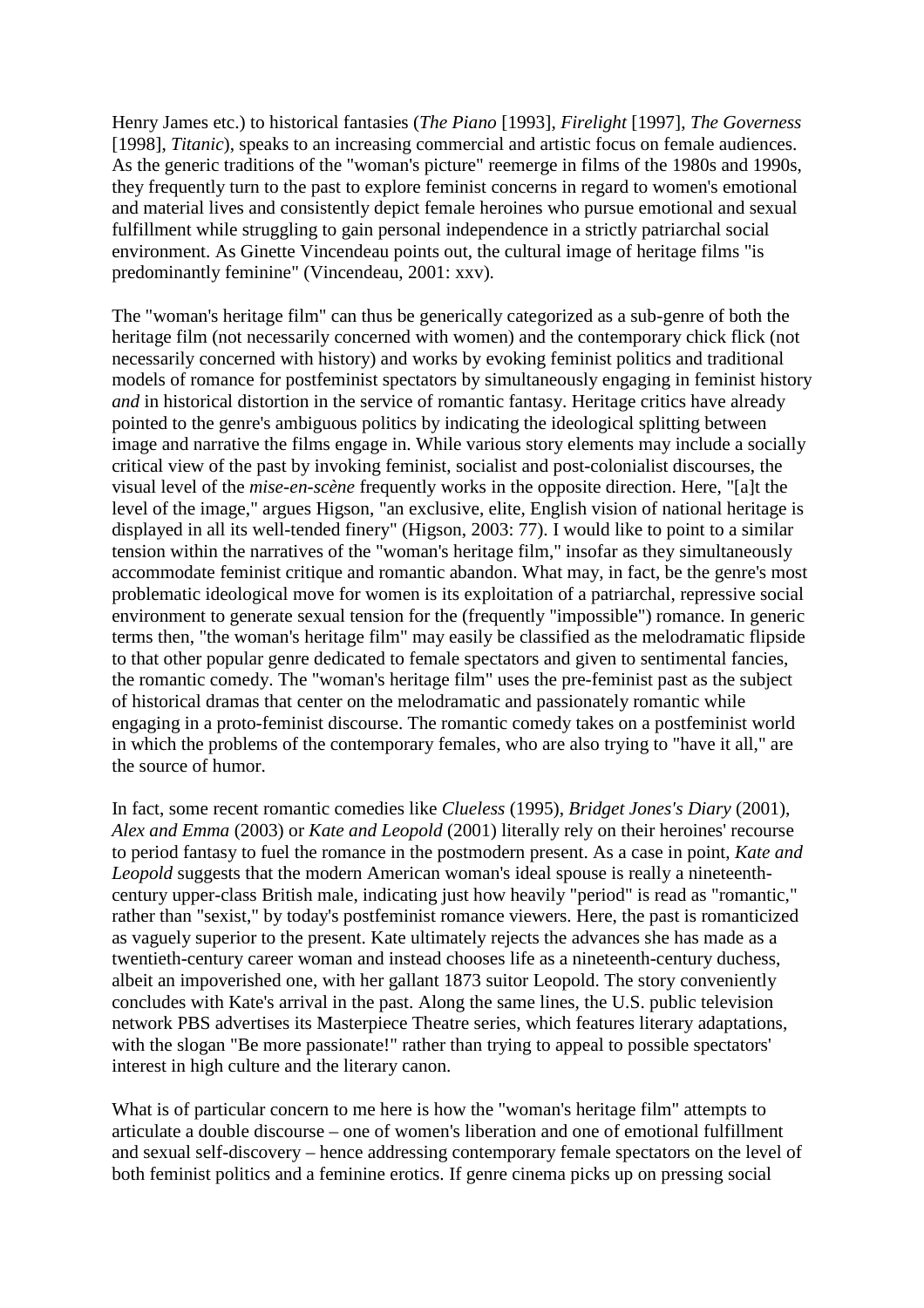Henry James etc.) to historical fantasies (*The Piano* [1993], *Firelight* [1997], *The Governess* [1998], *Titanic*), speaks to an increasing commercial and artistic focus on female audiences. As the generic traditions of the "woman's picture" reemerge in films of the 1980s and 1990s, they frequently turn to the past to explore feminist concerns in regard to women's emotional and material lives and consistently depict female heroines who pursue emotional and sexual fulfillment while struggling to gain personal independence in a strictly patriarchal social environment. As Ginette Vincendeau points out, the cultural image of heritage films "is predominantly feminine" (Vincendeau, 2001: xxv).

The "woman's heritage film" can thus be generically categorized as a sub-genre of both the heritage film (not necessarily concerned with women) and the contemporary chick flick (not necessarily concerned with history) and works by evoking feminist politics and traditional models of romance for postfeminist spectators by simultaneously engaging in feminist history *and* in historical distortion in the service of romantic fantasy. Heritage critics have already pointed to the genre's ambiguous politics by indicating the ideological splitting between image and narrative the films engage in. While various story elements may include a socially critical view of the past by invoking feminist, socialist and post-colonialist discourses, the visual level of the *mise-en-scène* frequently works in the opposite direction. Here, "[a]t the level of the image," argues Higson, "an exclusive, elite, English vision of national heritage is displayed in all its well-tended finery" (Higson, 2003: 77). I would like to point to a similar tension within the narratives of the "woman's heritage film," insofar as they simultaneously accommodate feminist critique and romantic abandon. What may, in fact, be the genre's most problematic ideological move for women is its exploitation of a patriarchal, repressive social environment to generate sexual tension for the (frequently "impossible") romance. In generic terms then, "the woman's heritage film" may easily be classified as the melodramatic flipside to that other popular genre dedicated to female spectators and given to sentimental fancies, the romantic comedy. The "woman's heritage film" uses the pre-feminist past as the subject of historical dramas that center on the melodramatic and passionately romantic while engaging in a proto-feminist discourse. The romantic comedy takes on a postfeminist world in which the problems of the contemporary females, who are also trying to "have it all," are the source of humor.

In fact, some recent romantic comedies like *Clueless* (1995), *Bridget Jones's Diary* (2001), *Alex and Emma* (2003) or *Kate and Leopold* (2001) literally rely on their heroines' recourse to period fantasy to fuel the romance in the postmodern present. As a case in point, *Kate and Leopold* suggests that the modern American woman's ideal spouse is really a nineteenth-century upper-class British male, indicating just how heavily "period" is read as "romantic," rather than "sexist," by today's postfeminist romance viewers. Here, the past is romanticized as vaguely superior to the present. Kate ultimately rejects the advances she has made as a twentieth-century career woman and instead chooses life as a nineteenth-century duchess, albeit an impoverished one, with her gallant 1873 suitor Leopold. The story conveniently concludes with Kate's arrival in the past. Along the same lines, the U.S. public television network PBS advertises its Masterpiece Theatre series, which features literary adaptations, with the slogan "Be more passionate!" rather than trying to appeal to possible spectators' interest in high culture and the literary canon.

What is of particular concern to me here is how the "woman's heritage film" attempts to articulate a double discourse – one of women's liberation and one of emotional fulfillment and sexual self-discovery – hence addressing contemporary female spectators on the level of both feminist politics and a feminine erotics. If genre cinema picks up on pressing social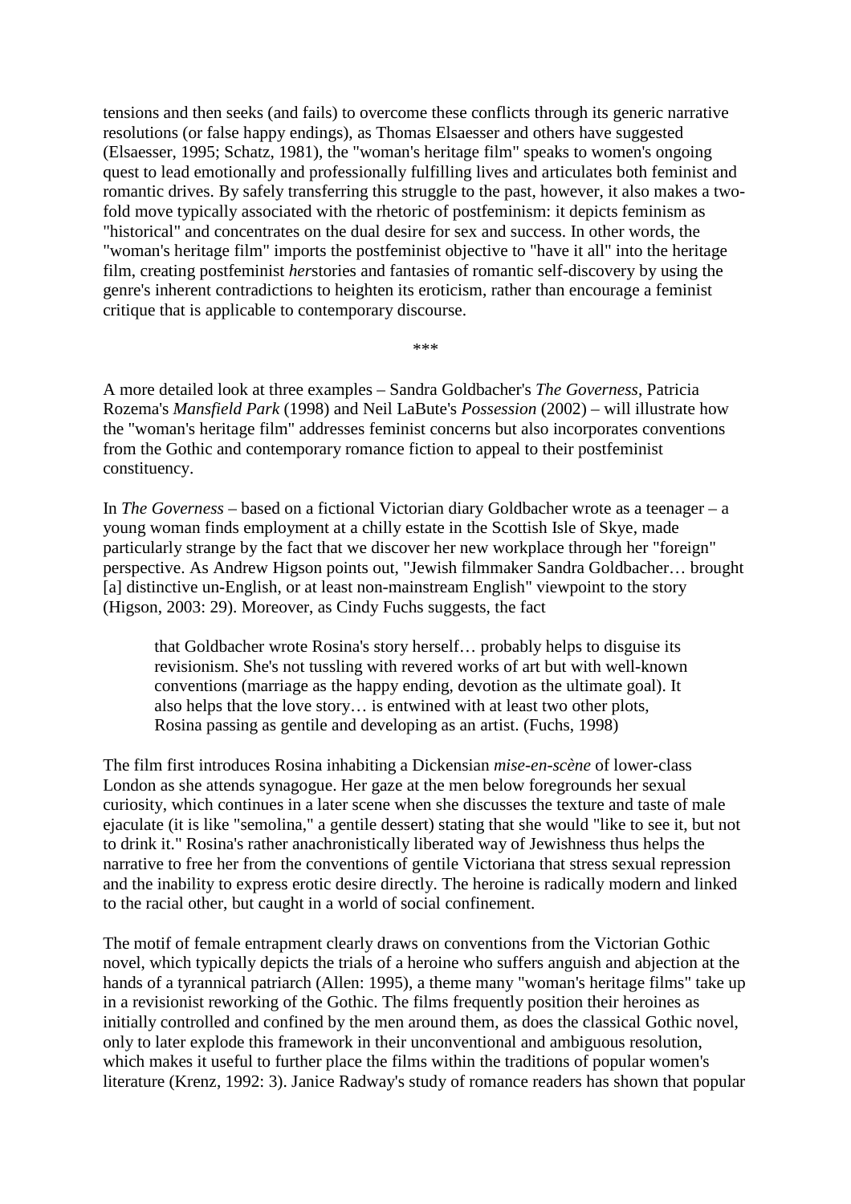tensions and then seeks (and fails) to overcome these conflicts through its generic narrative resolutions (or false happy endings), as Thomas Elsaesser and others have suggested (Elsaesser, 1995; Schatz, 1981), the "woman's heritage film" speaks to women's ongoing quest to lead emotionally and professionally fulfilling lives and articulates both feminist and romantic drives. By safely transferring this struggle to the past, however, it also makes a two-fold move typically associated with the rhetoric of postfeminism: it depicts feminism as "historical" and concentrates on the dual desire for sex and success. In other words, the "woman's heritage film" imports the postfeminist objective to "have it all" into the heritage film, creating postfeminist *her*stories and fantasies of romantic self-discovery by using the genre's inherent contradictions to heighten its eroticism, rather than encourage a feminist critique that is applicable to contemporary discourse.

***

A more detailed look at three examples – Sandra Goldbacher's *The Governess*, Patricia Rozema's *Mansfield Park* (1998) and Neil LaBute's *Possession* (2002) – will illustrate how the "woman's heritage film" addresses feminist concerns but also incorporates conventions from the Gothic and contemporary romance fiction to appeal to their postfeminist constituency.

In *The Governess* – based on a fictional Victorian diary Goldbacher wrote as a teenager – a young woman finds employment at a chilly estate in the Scottish Isle of Skye, made particularly strange by the fact that we discover her new workplace through her "foreign" perspective. As Andrew Higson points out, "Jewish filmmaker Sandra Goldbacher… brought [a] distinctive un-English, or at least non-mainstream English" viewpoint to the story (Higson, 2003: 29). Moreover, as Cindy Fuchs suggests, the fact

> that Goldbacher wrote Rosina's story herself… probably helps to disguise its revisionism. She's not tussling with revered works of art but with well-known conventions (marriage as the happy ending, devotion as the ultimate goal). It also helps that the love story… is entwined with at least two other plots, Rosina passing as gentile and developing as an artist. (Fuchs, 1998)

The film first introduces Rosina inhabiting a Dickensian *mise-en-scène* of lower-class London as she attends synagogue. Her gaze at the men below foregrounds her sexual curiosity, which continues in a later scene when she discusses the texture and taste of male ejaculate (it is like "semolina," a gentile dessert) stating that she would "like to see it, but not to drink it." Rosina's rather anachronistically liberated way of Jewishness thus helps the narrative to free her from the conventions of gentile Victoriana that stress sexual repression and the inability to express erotic desire directly. The heroine is radically modern and linked to the racial other, but caught in a world of social confinement.

The motif of female entrapment clearly draws on conventions from the Victorian Gothic novel, which typically depicts the trials of a heroine who suffers anguish and abjection at the hands of a tyrannical patriarch (Allen: 1995), a theme many "woman's heritage films" take up in a revisionist reworking of the Gothic. The films frequently position their heroines as initially controlled and confined by the men around them, as does the classical Gothic novel, only to later explode this framework in their unconventional and ambiguous resolution, which makes it useful to further place the films within the traditions of popular women's literature (Krenz, 1992: 3). Janice Radway's study of romance readers has shown that popular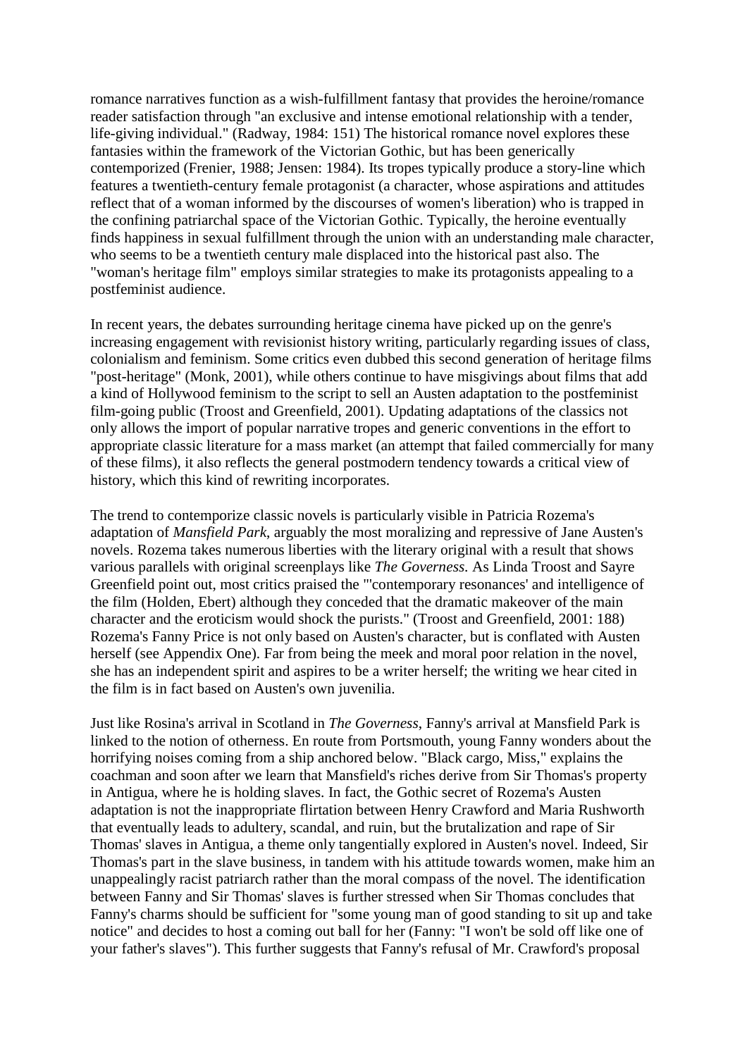romance narratives function as a wish-fulfillment fantasy that provides the heroine/romance reader satisfaction through "an exclusive and intense emotional relationship with a tender, life-giving individual." (Radway, 1984: 151) The historical romance novel explores these fantasies within the framework of the Victorian Gothic, but has been generically contemporized (Frenier, 1988; Jensen: 1984). Its tropes typically produce a story-line which features a twentieth-century female protagonist (a character, whose aspirations and attitudes reflect that of a woman informed by the discourses of women's liberation) who is trapped in the confining patriarchal space of the Victorian Gothic. Typically, the heroine eventually finds happiness in sexual fulfillment through the union with an understanding male character, who seems to be a twentieth century male displaced into the historical past also. The "woman's heritage film" employs similar strategies to make its protagonists appealing to a postfeminist audience.

In recent years, the debates surrounding heritage cinema have picked up on the genre's increasing engagement with revisionist history writing, particularly regarding issues of class, colonialism and feminism. Some critics even dubbed this second generation of heritage films "post-heritage" (Monk, 2001), while others continue to have misgivings about films that add a kind of Hollywood feminism to the script to sell an Austen adaptation to the postfeminist film-going public (Troost and Greenfield, 2001). Updating adaptations of the classics not only allows the import of popular narrative tropes and generic conventions in the effort to appropriate classic literature for a mass market (an attempt that failed commercially for many of these films), it also reflects the general postmodern tendency towards a critical view of history, which this kind of rewriting incorporates.

The trend to contemporize classic novels is particularly visible in Patricia Rozema's adaptation of *Mansfield Park*, arguably the most moralizing and repressive of Jane Austen's novels. Rozema takes numerous liberties with the literary original with a result that shows various parallels with original screenplays like *The Governess.* As Linda Troost and Sayre Greenfield point out, most critics praised the "'contemporary resonances' and intelligence of the film (Holden, Ebert) although they conceded that the dramatic makeover of the main character and the eroticism would shock the purists." (Troost and Greenfield, 2001: 188) Rozema's Fanny Price is not only based on Austen's character, but is conflated with Austen herself (see Appendix One). Far from being the meek and moral poor relation in the novel, she has an independent spirit and aspires to be a writer herself; the writing we hear cited in the film is in fact based on Austen's own juvenilia.

Just like Rosina's arrival in Scotland in *The Governess*, Fanny's arrival at Mansfield Park is linked to the notion of otherness. En route from Portsmouth, young Fanny wonders about the horrifying noises coming from a ship anchored below. "Black cargo, Miss," explains the coachman and soon after we learn that Mansfield's riches derive from Sir Thomas's property in Antigua, where he is holding slaves. In fact, the Gothic secret of Rozema's Austen adaptation is not the inappropriate flirtation between Henry Crawford and Maria Rushworth that eventually leads to adultery, scandal, and ruin, but the brutalization and rape of Sir Thomas' slaves in Antigua, a theme only tangentially explored in Austen's novel. Indeed, Sir Thomas's part in the slave business, in tandem with his attitude towards women, make him an unappealingly racist patriarch rather than the moral compass of the novel. The identification between Fanny and Sir Thomas' slaves is further stressed when Sir Thomas concludes that Fanny's charms should be sufficient for "some young man of good standing to sit up and take notice" and decides to host a coming out ball for her (Fanny: "I won't be sold off like one of your father's slaves"). This further suggests that Fanny's refusal of Mr. Crawford's proposal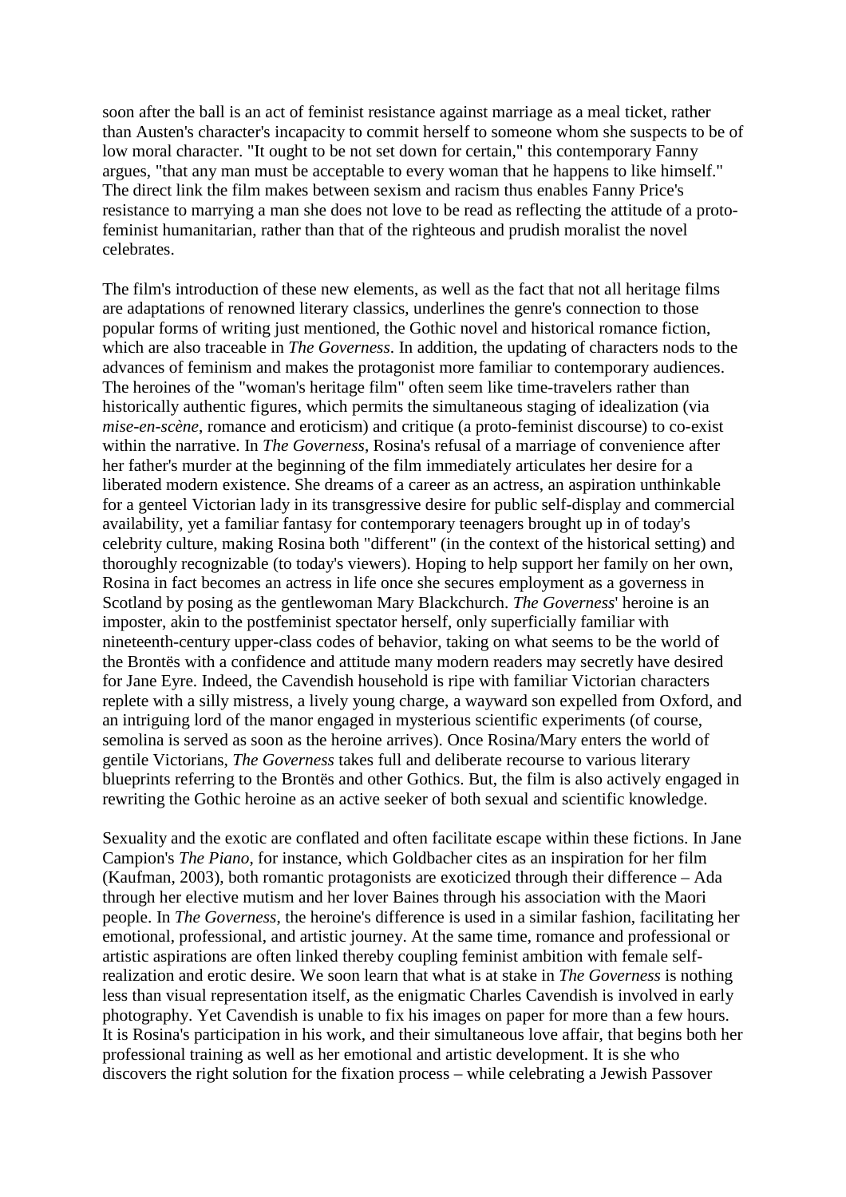soon after the ball is an act of feminist resistance against marriage as a meal ticket, rather than Austen's character's incapacity to commit herself to someone whom she suspects to be of low moral character. "It ought to be not set down for certain," this contemporary Fanny argues, "that any man must be acceptable to every woman that he happens to like himself." The direct link the film makes between sexism and racism thus enables Fanny Price's resistance to marrying a man she does not love to be read as reflecting the attitude of a proto-feminist humanitarian, rather than that of the righteous and prudish moralist the novel celebrates.

The film's introduction of these new elements, as well as the fact that not all heritage films are adaptations of renowned literary classics, underlines the genre's connection to those popular forms of writing just mentioned, the Gothic novel and historical romance fiction, which are also traceable in *The Governess*. In addition, the updating of characters nods to the advances of feminism and makes the protagonist more familiar to contemporary audiences. The heroines of the "woman's heritage film" often seem like time-travelers rather than historically authentic figures, which permits the simultaneous staging of idealization (via *mise-en-scène*, romance and eroticism) and critique (a proto-feminist discourse) to co-exist within the narrative. In *The Governess*, Rosina's refusal of a marriage of convenience after her father's murder at the beginning of the film immediately articulates her desire for a liberated modern existence. She dreams of a career as an actress, an aspiration unthinkable for a genteel Victorian lady in its transgressive desire for public self-display and commercial availability, yet a familiar fantasy for contemporary teenagers brought up in of today's celebrity culture, making Rosina both "different" (in the context of the historical setting) and thoroughly recognizable (to today's viewers). Hoping to help support her family on her own, Rosina in fact becomes an actress in life once she secures employment as a governess in Scotland by posing as the gentlewoman Mary Blackchurch. *The Governess*' heroine is an imposter, akin to the postfeminist spectator herself, only superficially familiar with nineteenth-century upper-class codes of behavior, taking on what seems to be the world of the Brontës with a confidence and attitude many modern readers may secretly have desired for Jane Eyre. Indeed, the Cavendish household is ripe with familiar Victorian characters replete with a silly mistress, a lively young charge, a wayward son expelled from Oxford, and an intriguing lord of the manor engaged in mysterious scientific experiments (of course, semolina is served as soon as the heroine arrives). Once Rosina/Mary enters the world of gentile Victorians, *The Governess* takes full and deliberate recourse to various literary blueprints referring to the Brontës and other Gothics. But, the film is also actively engaged in rewriting the Gothic heroine as an active seeker of both sexual and scientific knowledge.

Sexuality and the exotic are conflated and often facilitate escape within these fictions. In Jane Campion's *The Piano*, for instance, which Goldbacher cites as an inspiration for her film (Kaufman, 2003), both romantic protagonists are exoticized through their difference – Ada through her elective mutism and her lover Baines through his association with the Maori people. In *The Governess*, the heroine's difference is used in a similar fashion, facilitating her emotional, professional, and artistic journey. At the same time, romance and professional or artistic aspirations are often linked thereby coupling feminist ambition with female self-realization and erotic desire. We soon learn that what is at stake in *The Governess* is nothing less than visual representation itself, as the enigmatic Charles Cavendish is involved in early photography. Yet Cavendish is unable to fix his images on paper for more than a few hours. It is Rosina's participation in his work, and their simultaneous love affair, that begins both her professional training as well as her emotional and artistic development. It is she who discovers the right solution for the fixation process – while celebrating a Jewish Passover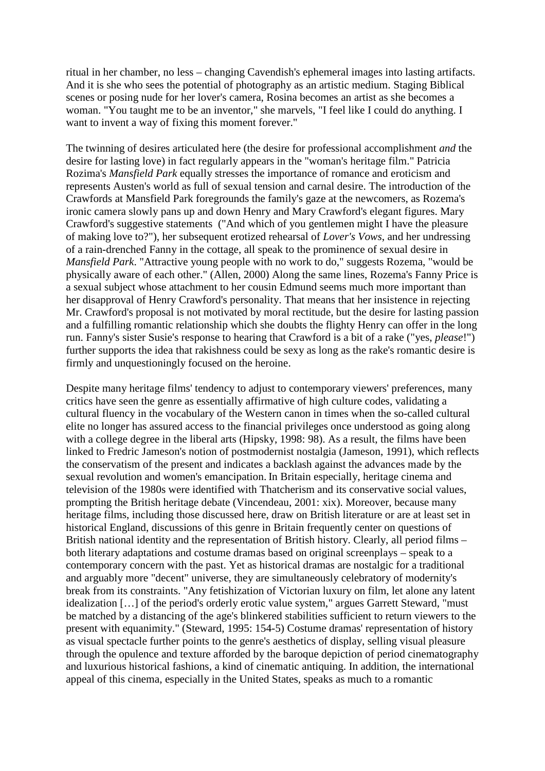ritual in her chamber, no less – changing Cavendish's ephemeral images into lasting artifacts. And it is she who sees the potential of photography as an artistic medium. Staging Biblical scenes or posing nude for her lover's camera, Rosina becomes an artist as she becomes a woman. "You taught me to be an inventor," she marvels, "I feel like I could do anything. I want to invent a way of fixing this moment forever."

The twinning of desires articulated here (the desire for professional accomplishment *and* the desire for lasting love) in fact regularly appears in the "woman's heritage film." Patricia Rozima's *Mansfield Park* equally stresses the importance of romance and eroticism and represents Austen's world as full of sexual tension and carnal desire. The introduction of the Crawfords at Mansfield Park foregrounds the family's gaze at the newcomers, as Rozema's ironic camera slowly pans up and down Henry and Mary Crawford's elegant figures. Mary Crawford's suggestive statements ("And which of you gentlemen might I have the pleasure of making love to?"), her subsequent erotized rehearsal of *Lover's Vows*, and her undressing of a rain-drenched Fanny in the cottage, all speak to the prominence of sexual desire in *Mansfield Park*. "Attractive young people with no work to do," suggests Rozema, "would be physically aware of each other." (Allen, 2000) Along the same lines, Rozema's Fanny Price is a sexual subject whose attachment to her cousin Edmund seems much more important than her disapproval of Henry Crawford's personality. That means that her insistence in rejecting Mr. Crawford's proposal is not motivated by moral rectitude, but the desire for lasting passion and a fulfilling romantic relationship which she doubts the flighty Henry can offer in the long run. Fanny's sister Susie's response to hearing that Crawford is a bit of a rake ("yes, *please*!") further supports the idea that rakishness could be sexy as long as the rake's romantic desire is firmly and unquestioningly focused on the heroine.

Despite many heritage films' tendency to adjust to contemporary viewers' preferences, many critics have seen the genre as essentially affirmative of high culture codes, validating a cultural fluency in the vocabulary of the Western canon in times when the so-called cultural elite no longer has assured access to the financial privileges once understood as going along with a college degree in the liberal arts (Hipsky, 1998: 98). As a result, the films have been linked to Fredric Jameson's notion of postmodernist nostalgia (Jameson, 1991), which reflects the conservatism of the present and indicates a backlash against the advances made by the sexual revolution and women's emancipation. In Britain especially, heritage cinema and television of the 1980s were identified with Thatcherism and its conservative social values, prompting the British heritage debate (Vincendeau, 2001: xix). Moreover, because many heritage films, including those discussed here, draw on British literature or are at least set in historical England, discussions of this genre in Britain frequently center on questions of British national identity and the representation of British history. Clearly, all period films – both literary adaptations and costume dramas based on original screenplays – speak to a contemporary concern with the past. Yet as historical dramas are nostalgic for a traditional and arguably more "decent" universe, they are simultaneously celebratory of modernity's break from its constraints. "Any fetishization of Victorian luxury on film, let alone any latent idealization […] of the period's orderly erotic value system," argues Garrett Steward, "must be matched by a distancing of the age's blinkered stabilities sufficient to return viewers to the present with equanimity." (Steward, 1995: 154-5) Costume dramas' representation of history as visual spectacle further points to the genre's aesthetics of display, selling visual pleasure through the opulence and texture afforded by the baroque depiction of period cinematography and luxurious historical fashions, a kind of cinematic antiquing. In addition, the international appeal of this cinema, especially in the United States, speaks as much to a romantic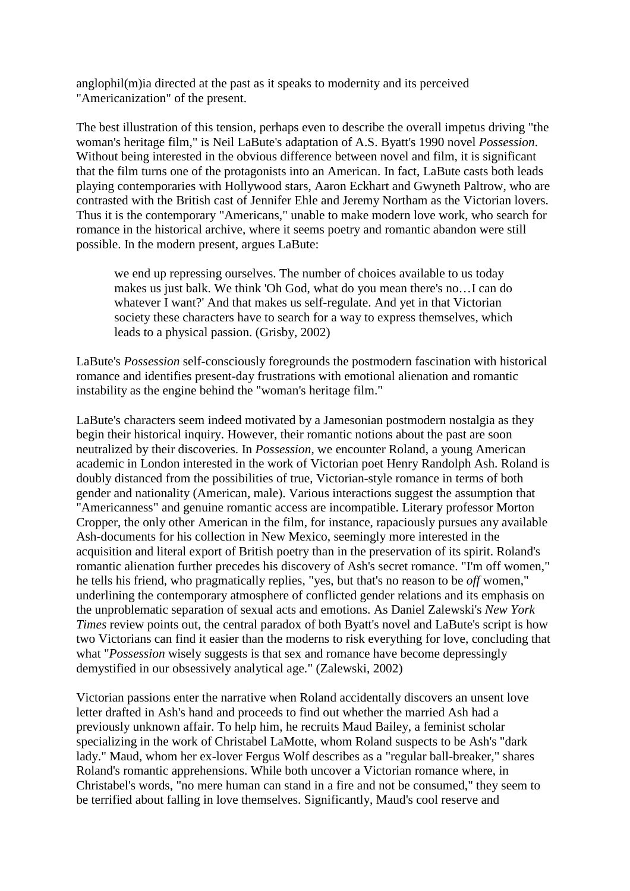anglophil(m)ia directed at the past as it speaks to modernity and its perceived "Americanization" of the present.

The best illustration of this tension, perhaps even to describe the overall impetus driving "the woman's heritage film," is Neil LaBute's adaptation of A.S. Byatt's 1990 novel *Possession*. Without being interested in the obvious difference between novel and film, it is significant that the film turns one of the protagonists into an American. In fact, LaBute casts both leads playing contemporaries with Hollywood stars, Aaron Eckhart and Gwyneth Paltrow, who are contrasted with the British cast of Jennifer Ehle and Jeremy Northam as the Victorian lovers. Thus it is the contemporary "Americans," unable to make modern love work, who search for romance in the historical archive, where it seems poetry and romantic abandon were still possible. In the modern present, argues LaBute:

> we end up repressing ourselves. The number of choices available to us today makes us just balk. We think 'Oh God, what do you mean there's no…I can do whatever I want?' And that makes us self-regulate. And yet in that Victorian society these characters have to search for a way to express themselves, which leads to a physical passion. (Grisby, 2002)

LaBute's *Possession* self-consciously foregrounds the postmodern fascination with historical romance and identifies present-day frustrations with emotional alienation and romantic instability as the engine behind the "woman's heritage film."

LaBute's characters seem indeed motivated by a Jamesonian postmodern nostalgia as they begin their historical inquiry. However, their romantic notions about the past are soon neutralized by their discoveries. In *Possession*, we encounter Roland, a young American academic in London interested in the work of Victorian poet Henry Randolph Ash. Roland is doubly distanced from the possibilities of true, Victorian-style romance in terms of both gender and nationality (American, male). Various interactions suggest the assumption that "Americanness" and genuine romantic access are incompatible. Literary professor Morton Cropper, the only other American in the film, for instance, rapaciously pursues any available Ash-documents for his collection in New Mexico, seemingly more interested in the acquisition and literal export of British poetry than in the preservation of its spirit. Roland's romantic alienation further precedes his discovery of Ash's secret romance. "I'm off women," he tells his friend, who pragmatically replies, "yes, but that's no reason to be *off* women," underlining the contemporary atmosphere of conflicted gender relations and its emphasis on the unproblematic separation of sexual acts and emotions. As Daniel Zalewski's *New York Times* review points out, the central paradox of both Byatt's novel and LaBute's script is how two Victorians can find it easier than the moderns to risk everything for love, concluding that what "*Possession* wisely suggests is that sex and romance have become depressingly demystified in our obsessively analytical age." (Zalewski, 2002)

Victorian passions enter the narrative when Roland accidentally discovers an unsent love letter drafted in Ash's hand and proceeds to find out whether the married Ash had a previously unknown affair. To help him, he recruits Maud Bailey, a feminist scholar specializing in the work of Christabel LaMotte, whom Roland suspects to be Ash's "dark lady." Maud, whom her ex-lover Fergus Wolf describes as a "regular ball-breaker," shares Roland's romantic apprehensions. While both uncover a Victorian romance where, in Christabel's words, "no mere human can stand in a fire and not be consumed," they seem to be terrified about falling in love themselves. Significantly, Maud's cool reserve and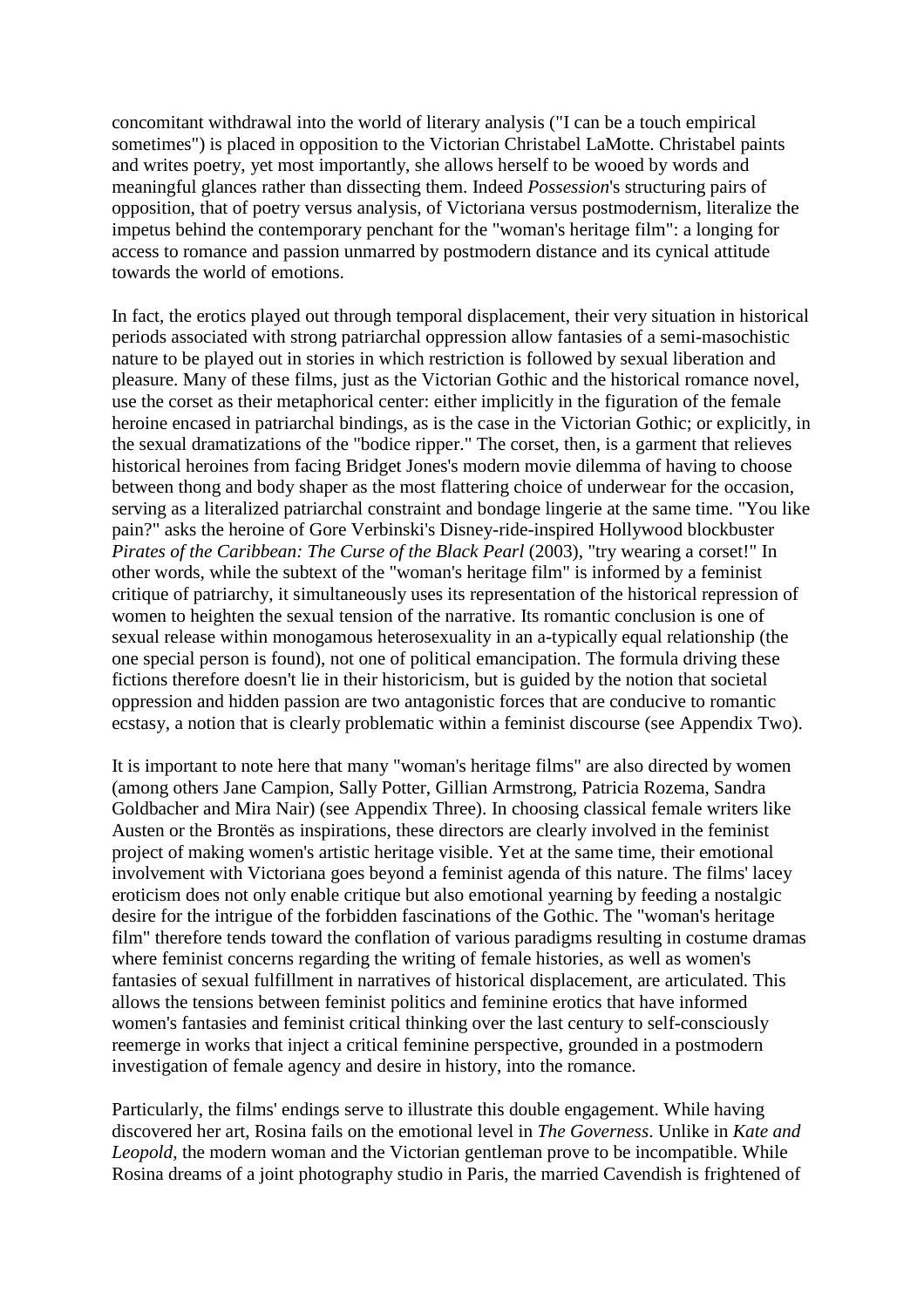concomitant withdrawal into the world of literary analysis ("I can be a touch empirical sometimes") is placed in opposition to the Victorian Christabel LaMotte. Christabel paints and writes poetry, yet most importantly, she allows herself to be wooed by words and meaningful glances rather than dissecting them. Indeed *Possession*'s structuring pairs of opposition, that of poetry versus analysis, of Victoriana versus postmodernism, literalize the impetus behind the contemporary penchant for the "woman's heritage film": a longing for access to romance and passion unmarred by postmodern distance and its cynical attitude towards the world of emotions.

In fact, the erotics played out through temporal displacement, their very situation in historical periods associated with strong patriarchal oppression allow fantasies of a semi-masochistic nature to be played out in stories in which restriction is followed by sexual liberation and pleasure. Many of these films, just as the Victorian Gothic and the historical romance novel, use the corset as their metaphorical center: either implicitly in the figuration of the female heroine encased in patriarchal bindings, as is the case in the Victorian Gothic; or explicitly, in the sexual dramatizations of the "bodice ripper." The corset, then, is a garment that relieves historical heroines from facing Bridget Jones's modern movie dilemma of having to choose between thong and body shaper as the most flattering choice of underwear for the occasion, serving as a literalized patriarchal constraint and bondage lingerie at the same time. "You like pain?" asks the heroine of Gore Verbinski's Disney-ride-inspired Hollywood blockbuster *Pirates of the Caribbean: The Curse of the Black Pearl* (2003), "try wearing a corset!" In other words, while the subtext of the "woman's heritage film" is informed by a feminist critique of patriarchy, it simultaneously uses its representation of the historical repression of women to heighten the sexual tension of the narrative. Its romantic conclusion is one of sexual release within monogamous heterosexuality in an a-typically equal relationship (the one special person is found), not one of political emancipation. The formula driving these fictions therefore doesn't lie in their historicism, but is guided by the notion that societal oppression and hidden passion are two antagonistic forces that are conducive to romantic ecstasy, a notion that is clearly problematic within a feminist discourse (see Appendix Two).

It is important to note here that many "woman's heritage films" are also directed by women (among others Jane Campion, Sally Potter, Gillian Armstrong, Patricia Rozema, Sandra Goldbacher and Mira Nair) (see Appendix Three). In choosing classical female writers like Austen or the Brontës as inspirations, these directors are clearly involved in the feminist project of making women's artistic heritage visible. Yet at the same time, their emotional involvement with Victoriana goes beyond a feminist agenda of this nature. The films' lacey eroticism does not only enable critique but also emotional yearning by feeding a nostalgic desire for the intrigue of the forbidden fascinations of the Gothic. The "woman's heritage film" therefore tends toward the conflation of various paradigms resulting in costume dramas where feminist concerns regarding the writing of female histories, as well as women's fantasies of sexual fulfillment in narratives of historical displacement, are articulated. This allows the tensions between feminist politics and feminine erotics that have informed women's fantasies and feminist critical thinking over the last century to self-consciously reemerge in works that inject a critical feminine perspective, grounded in a postmodern investigation of female agency and desire in history, into the romance.

Particularly, the films' endings serve to illustrate this double engagement. While having discovered her art, Rosina fails on the emotional level in *The Governess*. Unlike in *Kate and Leopold*, the modern woman and the Victorian gentleman prove to be incompatible. While Rosina dreams of a joint photography studio in Paris, the married Cavendish is frightened of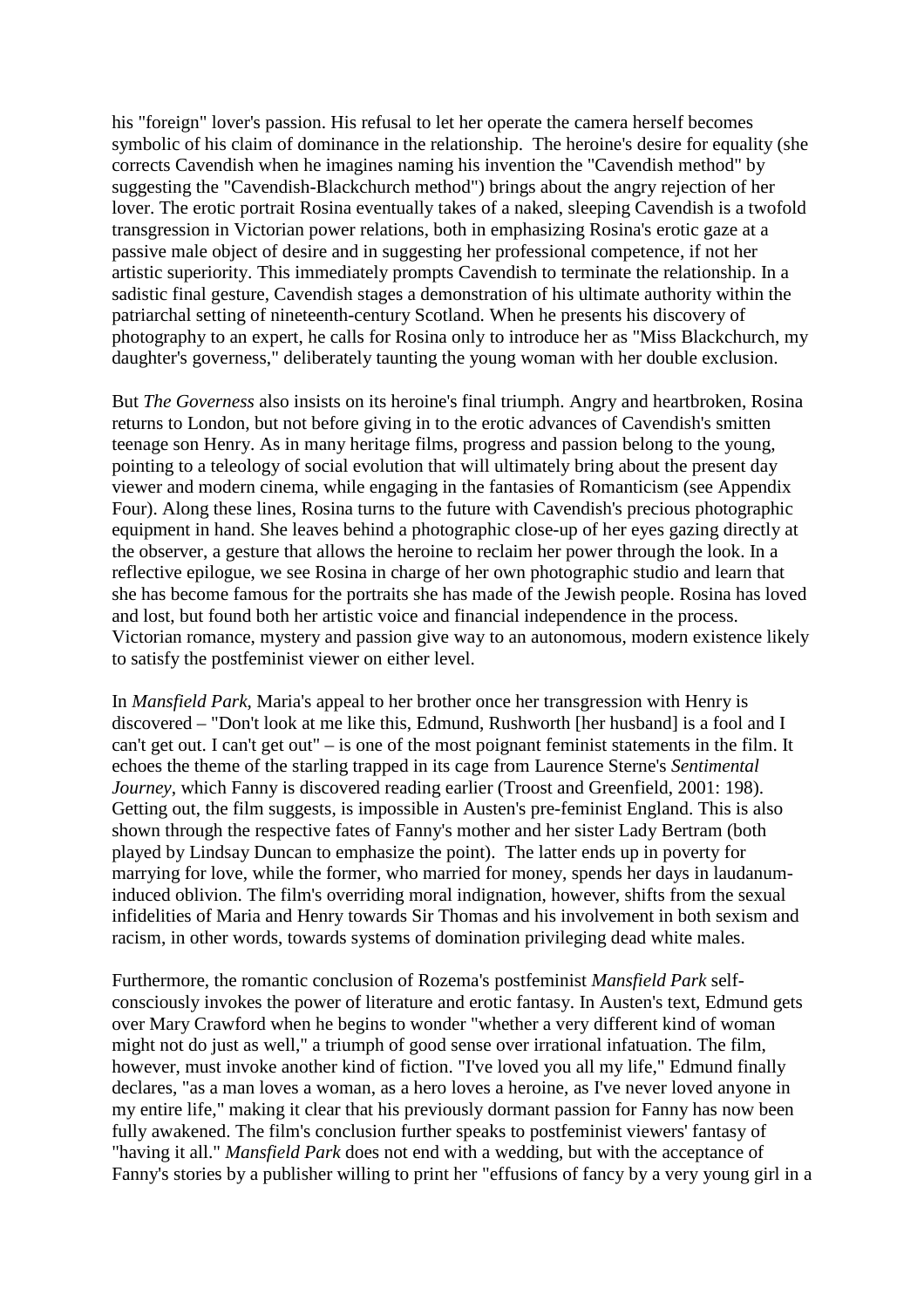his "foreign" lover's passion. His refusal to let her operate the camera herself becomes symbolic of his claim of dominance in the relationship. The heroine's desire for equality (she corrects Cavendish when he imagines naming his invention the "Cavendish method" by suggesting the "Cavendish-Blackchurch method") brings about the angry rejection of her lover. The erotic portrait Rosina eventually takes of a naked, sleeping Cavendish is a twofold transgression in Victorian power relations, both in emphasizing Rosina's erotic gaze at a passive male object of desire and in suggesting her professional competence, if not her artistic superiority. This immediately prompts Cavendish to terminate the relationship. In a sadistic final gesture, Cavendish stages a demonstration of his ultimate authority within the patriarchal setting of nineteenth-century Scotland. When he presents his discovery of photography to an expert, he calls for Rosina only to introduce her as "Miss Blackchurch, my daughter's governess," deliberately taunting the young woman with her double exclusion.

But *The Governess* also insists on its heroine's final triumph. Angry and heartbroken, Rosina returns to London, but not before giving in to the erotic advances of Cavendish's smitten teenage son Henry. As in many heritage films, progress and passion belong to the young, pointing to a teleology of social evolution that will ultimately bring about the present day viewer and modern cinema, while engaging in the fantasies of Romanticism (see Appendix Four). Along these lines, Rosina turns to the future with Cavendish's precious photographic equipment in hand. She leaves behind a photographic close-up of her eyes gazing directly at the observer, a gesture that allows the heroine to reclaim her power through the look. In a reflective epilogue, we see Rosina in charge of her own photographic studio and learn that she has become famous for the portraits she has made of the Jewish people. Rosina has loved and lost, but found both her artistic voice and financial independence in the process. Victorian romance, mystery and passion give way to an autonomous, modern existence likely to satisfy the postfeminist viewer on either level.

In *Mansfield Park*, Maria's appeal to her brother once her transgression with Henry is discovered – "Don't look at me like this, Edmund, Rushworth [her husband] is a fool and I can't get out. I can't get out" – is one of the most poignant feminist statements in the film. It echoes the theme of the starling trapped in its cage from Laurence Sterne's *Sentimental Journey*, which Fanny is discovered reading earlier (Troost and Greenfield, 2001: 198). Getting out, the film suggests, is impossible in Austen's pre-feminist England. This is also shown through the respective fates of Fanny's mother and her sister Lady Bertram (both played by Lindsay Duncan to emphasize the point). The latter ends up in poverty for marrying for love, while the former, who married for money, spends her days in laudanum-induced oblivion. The film's overriding moral indignation, however, shifts from the sexual infidelities of Maria and Henry towards Sir Thomas and his involvement in both sexism and racism, in other words, towards systems of domination privileging dead white males.

Furthermore, the romantic conclusion of Rozema's postfeminist *Mansfield Park* self-consciously invokes the power of literature and erotic fantasy. In Austen's text, Edmund gets over Mary Crawford when he begins to wonder "whether a very different kind of woman might not do just as well," a triumph of good sense over irrational infatuation. The film, however, must invoke another kind of fiction. "I've loved you all my life," Edmund finally declares, "as a man loves a woman, as a hero loves a heroine, as I've never loved anyone in my entire life," making it clear that his previously dormant passion for Fanny has now been fully awakened. The film's conclusion further speaks to postfeminist viewers' fantasy of "having it all." *Mansfield Park* does not end with a wedding, but with the acceptance of Fanny's stories by a publisher willing to print her "effusions of fancy by a very young girl in a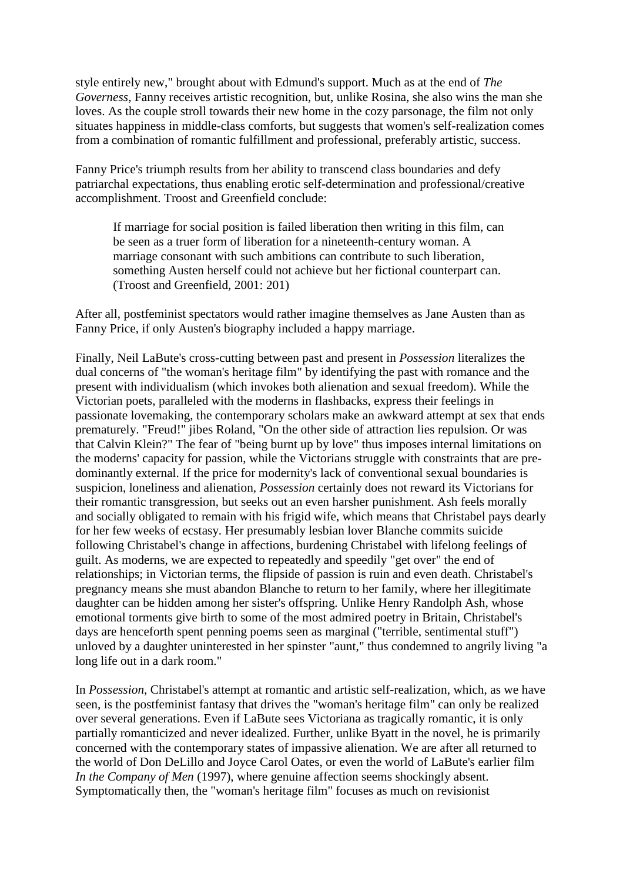style entirely new," brought about with Edmund's support. Much as at the end of *The Governess*, Fanny receives artistic recognition, but, unlike Rosina, she also wins the man she loves. As the couple stroll towards their new home in the cozy parsonage, the film not only situates happiness in middle-class comforts, but suggests that women's self-realization comes from a combination of romantic fulfillment and professional, preferably artistic, success.

Fanny Price's triumph results from her ability to transcend class boundaries and defy patriarchal expectations, thus enabling erotic self-determination and professional/creative accomplishment. Troost and Greenfield conclude:

> If marriage for social position is failed liberation then writing in this film, can be seen as a truer form of liberation for a nineteenth-century woman. A marriage consonant with such ambitions can contribute to such liberation, something Austen herself could not achieve but her fictional counterpart can. (Troost and Greenfield, 2001: 201)

After all, postfeminist spectators would rather imagine themselves as Jane Austen than as Fanny Price, if only Austen's biography included a happy marriage.

Finally, Neil LaBute's cross-cutting between past and present in *Possession* literalizes the dual concerns of "the woman's heritage film" by identifying the past with romance and the present with individualism (which invokes both alienation and sexual freedom). While the Victorian poets, paralleled with the moderns in flashbacks, express their feelings in passionate lovemaking, the contemporary scholars make an awkward attempt at sex that ends prematurely. "Freud!" jibes Roland, "On the other side of attraction lies repulsion. Or was that Calvin Klein?" The fear of "being burnt up by love" thus imposes internal limitations on the moderns' capacity for passion, while the Victorians struggle with constraints that are pre-dominantly external. If the price for modernity's lack of conventional sexual boundaries is suspicion, loneliness and alienation, *Possession* certainly does not reward its Victorians for their romantic transgression, but seeks out an even harsher punishment. Ash feels morally and socially obligated to remain with his frigid wife, which means that Christabel pays dearly for her few weeks of ecstasy. Her presumably lesbian lover Blanche commits suicide following Christabel's change in affections, burdening Christabel with lifelong feelings of guilt. As moderns, we are expected to repeatedly and speedily "get over" the end of relationships; in Victorian terms, the flipside of passion is ruin and even death. Christabel's pregnancy means she must abandon Blanche to return to her family, where her illegitimate daughter can be hidden among her sister's offspring. Unlike Henry Randolph Ash, whose emotional torments give birth to some of the most admired poetry in Britain, Christabel's days are henceforth spent penning poems seen as marginal ("terrible, sentimental stuff") unloved by a daughter uninterested in her spinster "aunt," thus condemned to angrily living "a long life out in a dark room."

In *Possession*, Christabel's attempt at romantic and artistic self-realization, which, as we have seen, is the postfeminist fantasy that drives the "woman's heritage film" can only be realized over several generations. Even if LaBute sees Victoriana as tragically romantic, it is only partially romanticized and never idealized. Further, unlike Byatt in the novel, he is primarily concerned with the contemporary states of impassive alienation. We are after all returned to the world of Don DeLillo and Joyce Carol Oates, or even the world of LaBute's earlier film *In the Company of Men* (1997), where genuine affection seems shockingly absent. Symptomatically then, the "woman's heritage film" focuses as much on revisionist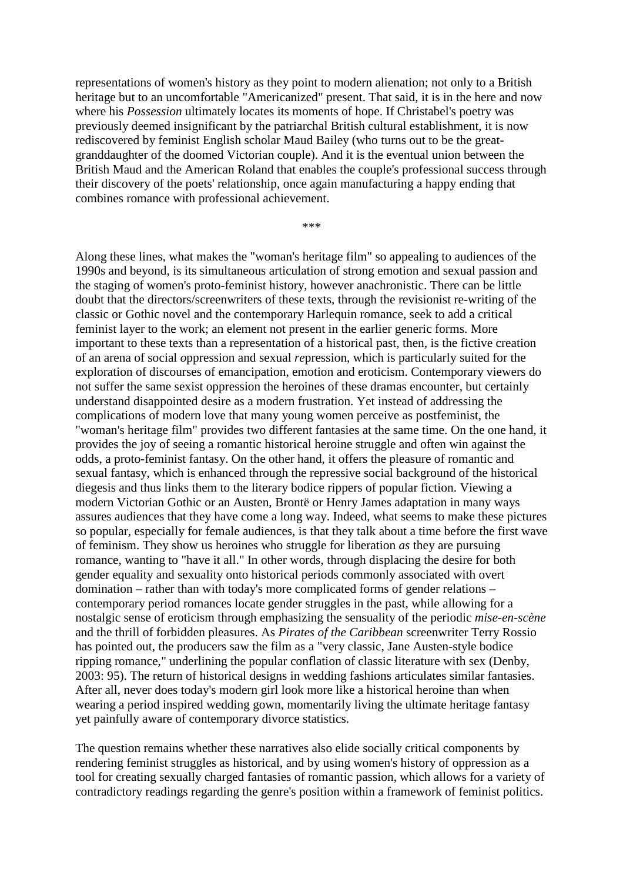representations of women's history as they point to modern alienation; not only to a British heritage but to an uncomfortable "Americanized" present. That said, it is in the here and now where his *Possession* ultimately locates its moments of hope. If Christabel's poetry was previously deemed insignificant by the patriarchal British cultural establishment, it is now rediscovered by feminist English scholar Maud Bailey (who turns out to be the great-granddaughter of the doomed Victorian couple). And it is the eventual union between the British Maud and the American Roland that enables the couple's professional success through their discovery of the poets' relationship, once again manufacturing a happy ending that combines romance with professional achievement.

***

Along these lines, what makes the "woman's heritage film" so appealing to audiences of the 1990s and beyond, is its simultaneous articulation of strong emotion and sexual passion and the staging of women's proto-feminist history, however anachronistic. There can be little doubt that the directors/screenwriters of these texts, through the revisionist re-writing of the classic or Gothic novel and the contemporary Harlequin romance, seek to add a critical feminist layer to the work; an element not present in the earlier generic forms. More important to these texts than a representation of a historical past, then, is the fictive creation of an arena of social *o*ppression and sexual *re*pression, which is particularly suited for the exploration of discourses of emancipation, emotion and eroticism. Contemporary viewers do not suffer the same sexist oppression the heroines of these dramas encounter, but certainly understand disappointed desire as a modern frustration. Yet instead of addressing the complications of modern love that many young women perceive as postfeminist, the "woman's heritage film" provides two different fantasies at the same time. On the one hand, it provides the joy of seeing a romantic historical heroine struggle and often win against the odds, a proto-feminist fantasy. On the other hand, it offers the pleasure of romantic and sexual fantasy, which is enhanced through the repressive social background of the historical diegesis and thus links them to the literary bodice rippers of popular fiction. Viewing a modern Victorian Gothic or an Austen, Brontë or Henry James adaptation in many ways assures audiences that they have come a long way. Indeed, what seems to make these pictures so popular, especially for female audiences, is that they talk about a time before the first wave of feminism. They show us heroines who struggle for liberation *as* they are pursuing romance, wanting to "have it all." In other words, through displacing the desire for both gender equality and sexuality onto historical periods commonly associated with overt domination – rather than with today's more complicated forms of gender relations – contemporary period romances locate gender struggles in the past, while allowing for a nostalgic sense of eroticism through emphasizing the sensuality of the periodic *mise-en-scène* and the thrill of forbidden pleasures. As *Pirates of the Caribbean* screenwriter Terry Rossio has pointed out, the producers saw the film as a "very classic, Jane Austen-style bodice ripping romance," underlining the popular conflation of classic literature with sex (Denby, 2003: 95). The return of historical designs in wedding fashions articulates similar fantasies. After all, never does today's modern girl look more like a historical heroine than when wearing a period inspired wedding gown, momentarily living the ultimate heritage fantasy yet painfully aware of contemporary divorce statistics.

The question remains whether these narratives also elide socially critical components by rendering feminist struggles as historical, and by using women's history of oppression as a tool for creating sexually charged fantasies of romantic passion, which allows for a variety of contradictory readings regarding the genre's position within a framework of feminist politics.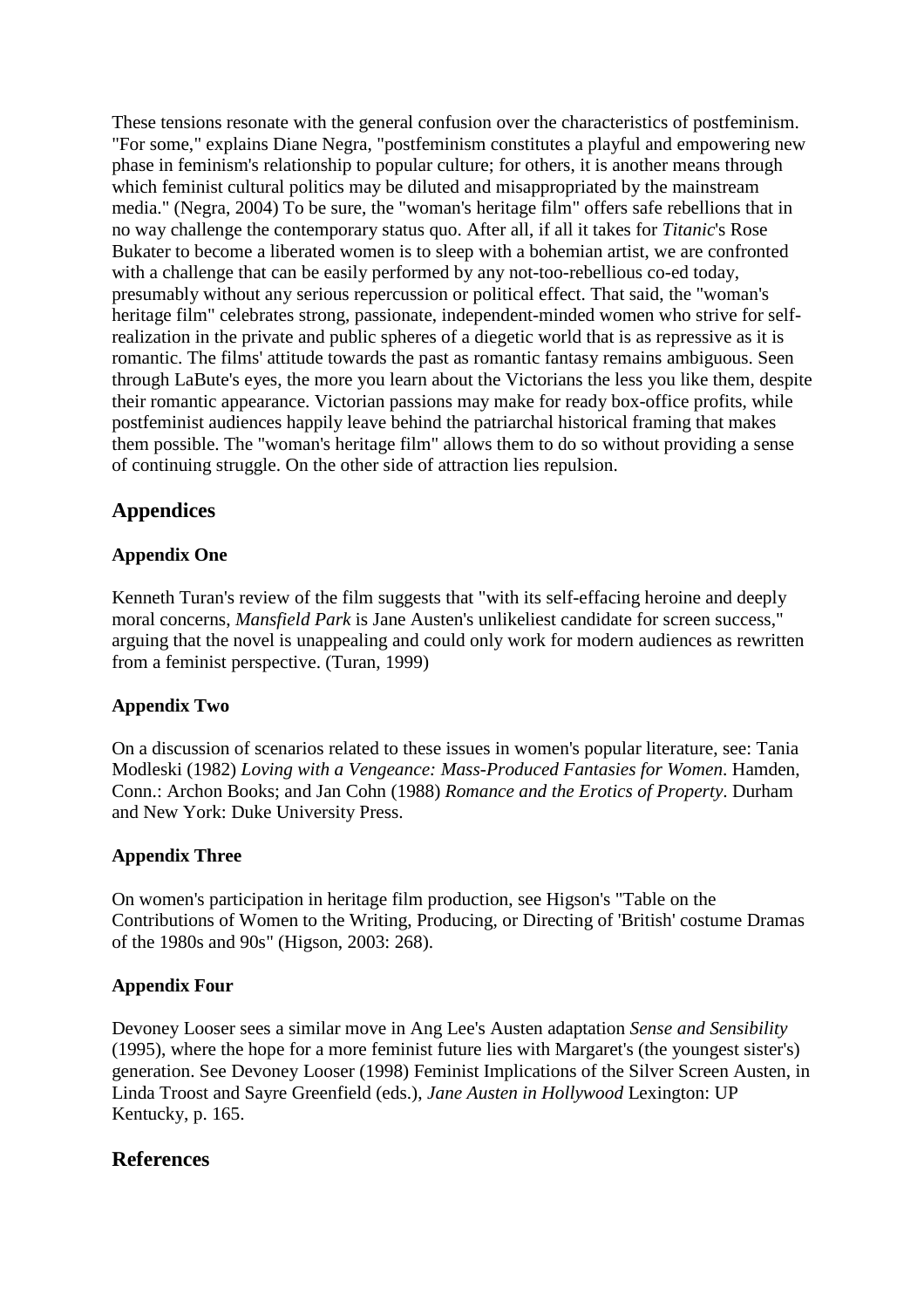These tensions resonate with the general confusion over the characteristics of postfeminism. "For some," explains Diane Negra, "postfeminism constitutes a playful and empowering new phase in feminism's relationship to popular culture; for others, it is another means through which feminist cultural politics may be diluted and misappropriated by the mainstream media." (Negra, 2004) To be sure, the "woman's heritage film" offers safe rebellions that in no way challenge the contemporary status quo. After all, if all it takes for *Titanic*'s Rose Bukater to become a liberated women is to sleep with a bohemian artist, we are confronted with a challenge that can be easily performed by any not-too-rebellious co-ed today, presumably without any serious repercussion or political effect. That said, the "woman's heritage film" celebrates strong, passionate, independent-minded women who strive for self-realization in the private and public spheres of a diegetic world that is as repressive as it is romantic. The films' attitude towards the past as romantic fantasy remains ambiguous. Seen through LaBute's eyes, the more you learn about the Victorians the less you like them, despite their romantic appearance. Victorian passions may make for ready box-office profits, while postfeminist audiences happily leave behind the patriarchal historical framing that makes them possible. The "woman's heritage film" allows them to do so without providing a sense of continuing struggle. On the other side of attraction lies repulsion.

## Appendices

### Appendix One

Kenneth Turan's review of the film suggests that "with its self-effacing heroine and deeply moral concerns, *Mansfield Park* is Jane Austen's unlikeliest candidate for screen success," arguing that the novel is unappealing and could only work for modern audiences as rewritten from a feminist perspective. (Turan, 1999)

### Appendix Two

On a discussion of scenarios related to these issues in women's popular literature, see: Tania Modleski (1982) *Loving with a Vengeance: Mass-Produced Fantasies for Women*. Hamden, Conn.: Archon Books; and Jan Cohn (1988) *Romance and the Erotics of Property*. Durham and New York: Duke University Press.

### Appendix Three

On women's participation in heritage film production, see Higson's "Table on the Contributions of Women to the Writing, Producing, or Directing of 'British' costume Dramas of the 1980s and 90s" (Higson, 2003: 268).

### Appendix Four

Devoney Looser sees a similar move in Ang Lee's Austen adaptation *Sense and Sensibility* (1995), where the hope for a more feminist future lies with Margaret's (the youngest sister's) generation. See Devoney Looser (1998) Feminist Implications of the Silver Screen Austen, in Linda Troost and Sayre Greenfield (eds.), *Jane Austen in Hollywood* Lexington: UP Kentucky, p. 165.

## References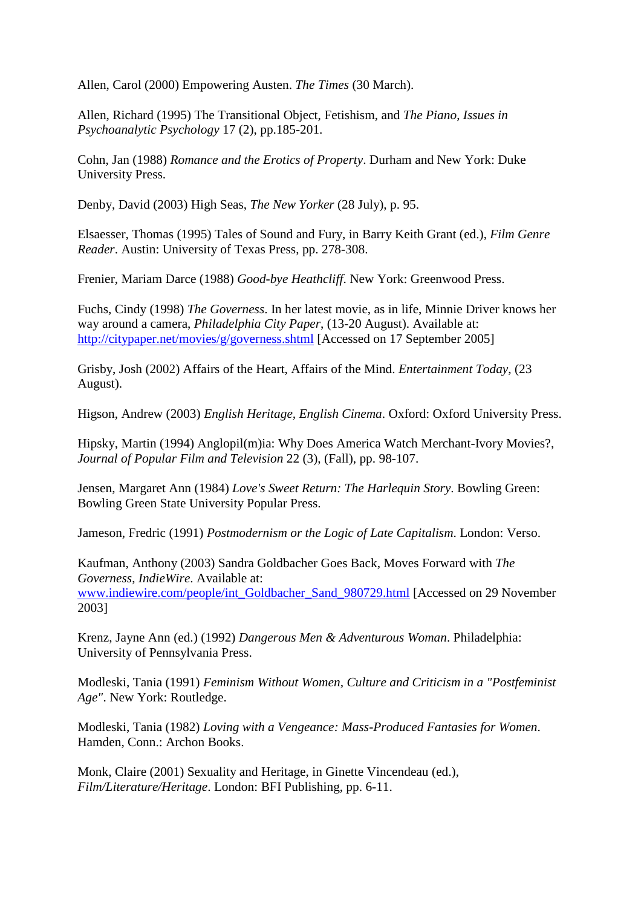Allen, Carol (2000) Empowering Austen. *The Times* (30 March).

Allen, Richard (1995) The Transitional Object, Fetishism, and *The Piano*, *Issues in Psychoanalytic Psychology* 17 (2), pp.185-201.

Cohn, Jan (1988) *Romance and the Erotics of Property*. Durham and New York: Duke University Press.

Denby, David (2003) High Seas, *The New Yorker* (28 July), p. 95.

Elsaesser, Thomas (1995) Tales of Sound and Fury, in Barry Keith Grant (ed.), *Film Genre Reader*. Austin: University of Texas Press, pp. 278-308.

Frenier, Mariam Darce (1988) *Good-bye Heathcliff*. New York: Greenwood Press.

Fuchs, Cindy (1998) *The Governess*. In her latest movie, as in life, Minnie Driver knows her way around a camera, *Philadelphia City Paper*, (13-20 August). Available at: [http://citypaper.net/movies/g/governess.shtml](http://citypaper.net/movies/g/governess.shtml) [Accessed on 17 September 2005]

Grisby, Josh (2002) Affairs of the Heart, Affairs of the Mind. *Entertainment Today*, (23 August).

Higson, Andrew (2003) *English Heritage, English Cinema*. Oxford: Oxford University Press.

Hipsky, Martin (1994) Anglopil(m)ia: Why Does America Watch Merchant-Ivory Movies?, *Journal of Popular Film and Television* 22 (3), (Fall), pp. 98-107.

Jensen, Margaret Ann (1984) *Love's Sweet Return: The Harlequin Story*. Bowling Green: Bowling Green State University Popular Press.

Jameson, Fredric (1991) *Postmodernism or the Logic of Late Capitalism*. London: Verso.

Kaufman, Anthony (2003) Sandra Goldbacher Goes Back, Moves Forward with *The Governess*, *IndieWire*. Available at: [www.indiewire.com/people/int_Goldbacher_Sand_980729.html](www.indiewire.com/people/int_Goldbacher_Sand_980729.html) [Accessed on 29 November 2003]

Krenz, Jayne Ann (ed.) (1992) *Dangerous Men & Adventurous Woman*. Philadelphia: University of Pennsylvania Press.

Modleski, Tania (1991) *Feminism Without Women, Culture and Criticism in a "Postfeminist Age"*. New York: Routledge.

Modleski, Tania (1982) *Loving with a Vengeance: Mass-Produced Fantasies for Women*. Hamden, Conn.: Archon Books.

Monk, Claire (2001) Sexuality and Heritage, in Ginette Vincendeau (ed.), *Film/Literature/Heritage*. London: BFI Publishing, pp. 6-11.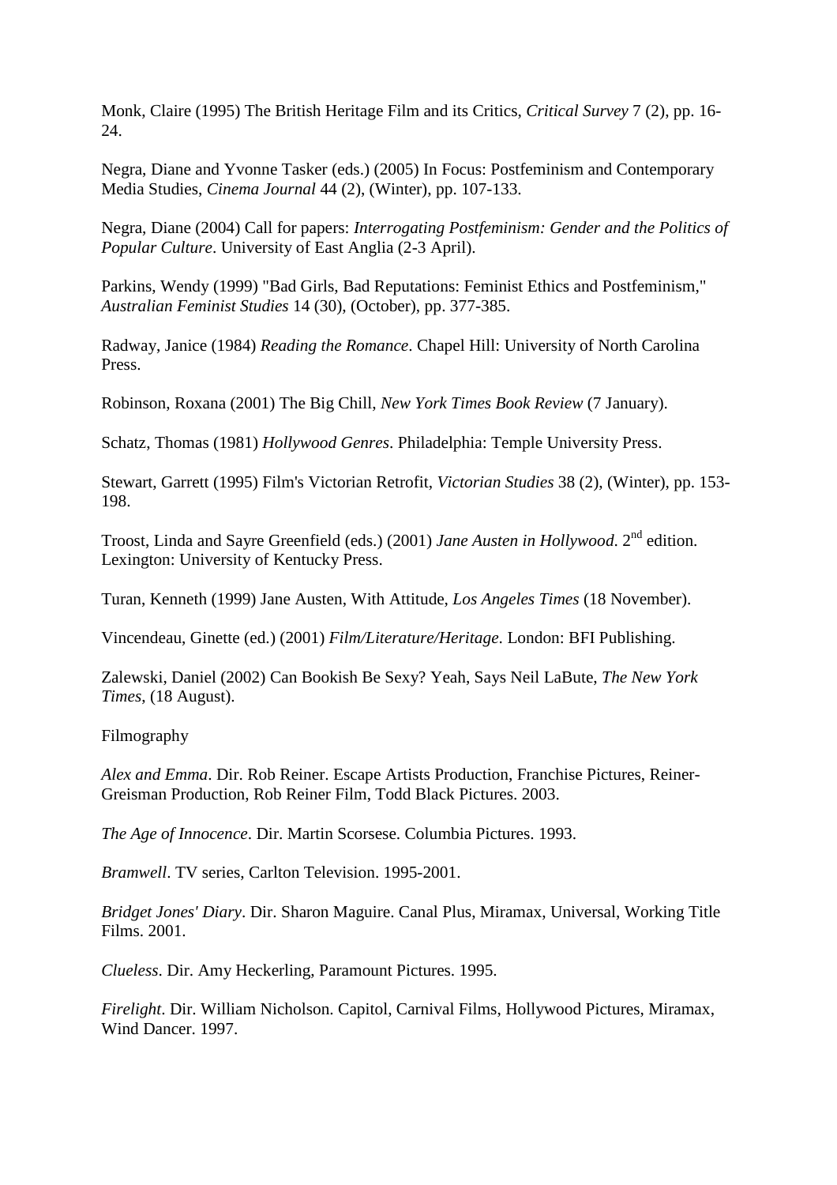Monk, Claire (1995) The British Heritage Film and its Critics, *Critical Survey* 7 (2), pp. 16-24.

Negra, Diane and Yvonne Tasker (eds.) (2005) In Focus: Postfeminism and Contemporary Media Studies, *Cinema Journal* 44 (2), (Winter), pp. 107-133.

Negra, Diane (2004) Call for papers: *Interrogating Postfeminism: Gender and the Politics of Popular Culture*. University of East Anglia (2-3 April).

Parkins, Wendy (1999) "Bad Girls, Bad Reputations: Feminist Ethics and Postfeminism," *Australian Feminist Studies* 14 (30), (October), pp. 377-385.

Radway, Janice (1984) *Reading the Romance*. Chapel Hill: University of North Carolina Press.

Robinson, Roxana (2001) The Big Chill, *New York Times Book Review* (7 January).

Schatz, Thomas (1981) *Hollywood Genres*. Philadelphia: Temple University Press.

Stewart, Garrett (1995) Film's Victorian Retrofit, *Victorian Studies* 38 (2), (Winter), pp. 153-198.

Troost, Linda and Sayre Greenfield (eds.) (2001) *Jane Austen in Hollywood*. 2nd edition. Lexington: University of Kentucky Press.

Turan, Kenneth (1999) Jane Austen, With Attitude, *Los Angeles Times* (18 November).

Vincendeau, Ginette (ed.) (2001) *Film/Literature/Heritage*. London: BFI Publishing.

Zalewski, Daniel (2002) Can Bookish Be Sexy? Yeah, Says Neil LaBute, *The New York Times*, (18 August).

Filmography

*Alex and Emma*. Dir. Rob Reiner. Escape Artists Production, Franchise Pictures, Reiner-Greisman Production, Rob Reiner Film, Todd Black Pictures. 2003.

*The Age of Innocence*. Dir. Martin Scorsese. Columbia Pictures. 1993.

*Bramwell*. TV series, Carlton Television. 1995-2001.

*Bridget Jones' Diary*. Dir. Sharon Maguire. Canal Plus, Miramax, Universal, Working Title Films. 2001.

*Clueless*. Dir. Amy Heckerling, Paramount Pictures. 1995.

*Firelight*. Dir. William Nicholson. Capitol, Carnival Films, Hollywood Pictures, Miramax, Wind Dancer. 1997.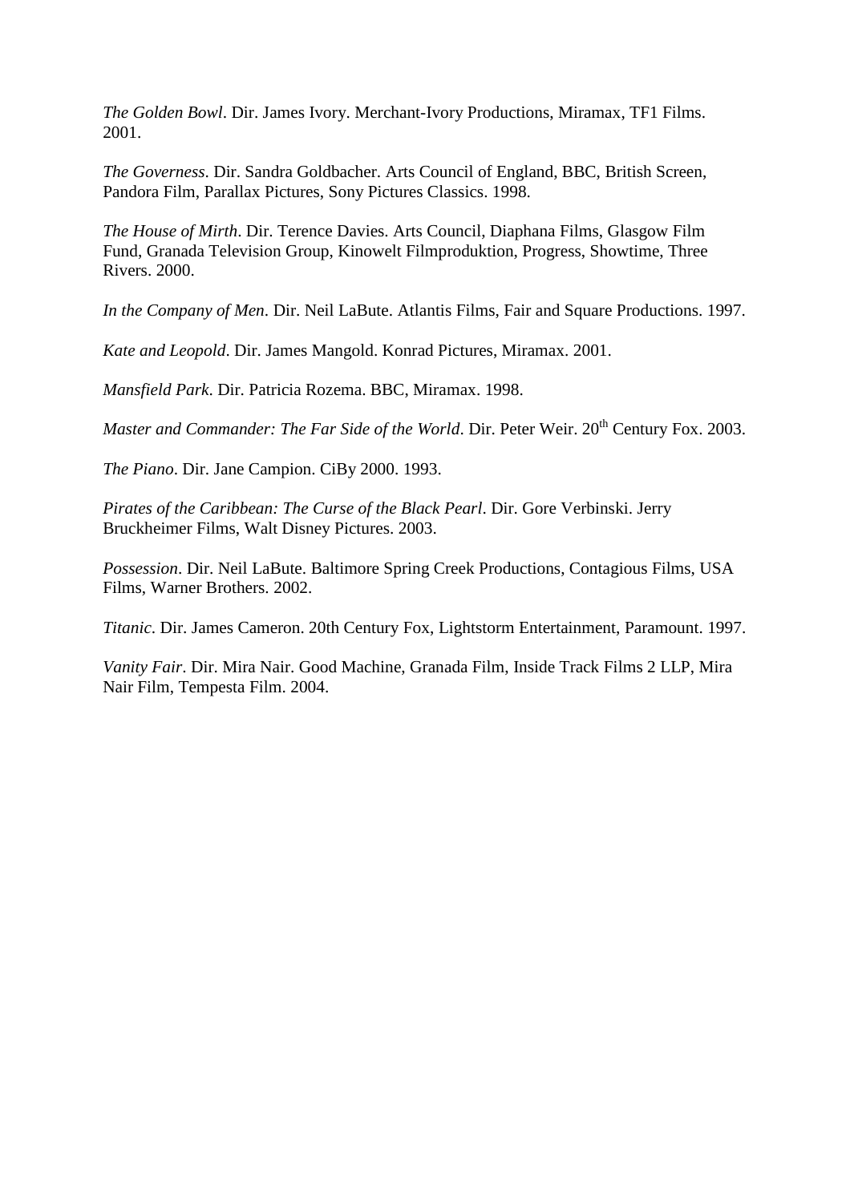*The Golden Bowl*. Dir. James Ivory. Merchant-Ivory Productions, Miramax, TF1 Films. 2001.

*The Governess*. Dir. Sandra Goldbacher. Arts Council of England, BBC, British Screen, Pandora Film, Parallax Pictures, Sony Pictures Classics. 1998.

*The House of Mirth*. Dir. Terence Davies. Arts Council, Diaphana Films, Glasgow Film Fund, Granada Television Group, Kinowelt Filmproduktion, Progress, Showtime, Three Rivers. 2000.

*In the Company of Men*. Dir. Neil LaBute. Atlantis Films, Fair and Square Productions. 1997.

*Kate and Leopold*. Dir. James Mangold. Konrad Pictures, Miramax. 2001.

*Mansfield Park*. Dir. Patricia Rozema. BBC, Miramax. 1998.

*Master and Commander: The Far Side of the World*. Dir. Peter Weir. 20th Century Fox. 2003.

*The Piano*. Dir. Jane Campion. CiBy 2000. 1993.

*Pirates of the Caribbean: The Curse of the Black Pearl*. Dir. Gore Verbinski. Jerry Bruckheimer Films, Walt Disney Pictures. 2003.

*Possession*. Dir. Neil LaBute. Baltimore Spring Creek Productions, Contagious Films, USA Films, Warner Brothers. 2002.

*Titanic*. Dir. James Cameron. 20th Century Fox, Lightstorm Entertainment, Paramount. 1997.

*Vanity Fair*. Dir. Mira Nair. Good Machine, Granada Film, Inside Track Films 2 LLP, Mira Nair Film, Tempesta Film. 2004.